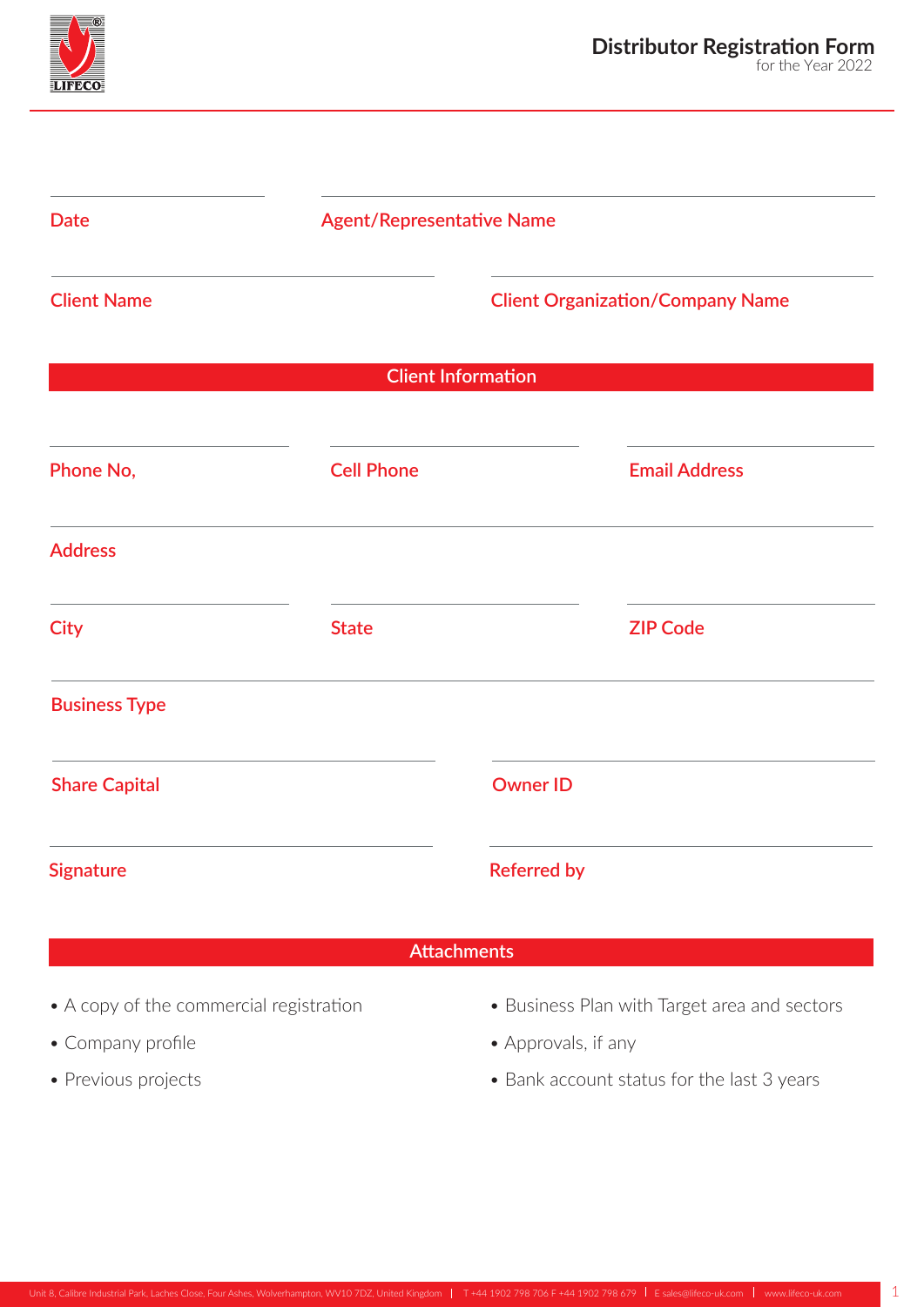# Distributor Registration Form

for the Year 2022

Date

Agent/Representative Name

Client Name

Client Organization/Company Name

## Client Information

Phone No,

Cell Phone

Email Address

Address

City

State

ZIP Code

Business Type

Share Capital

Owner ID

Signature

Referred by

## Attachments

- A copy of the commercial registration
- Company profile
- Previous projects
- Business Plan with Target area and sectors
- Approvals, if any
- Bank account status for the last 3 years

Unit 8, Calibre Industrial Park, Laches Close, Four Ashes, Wolverhampton, WV10 7DZ, United Kingdom | T +44 1902 798 706 F +44 1902 798 679 | E sales@lifeco-uk.com | www.lifeco-uk.com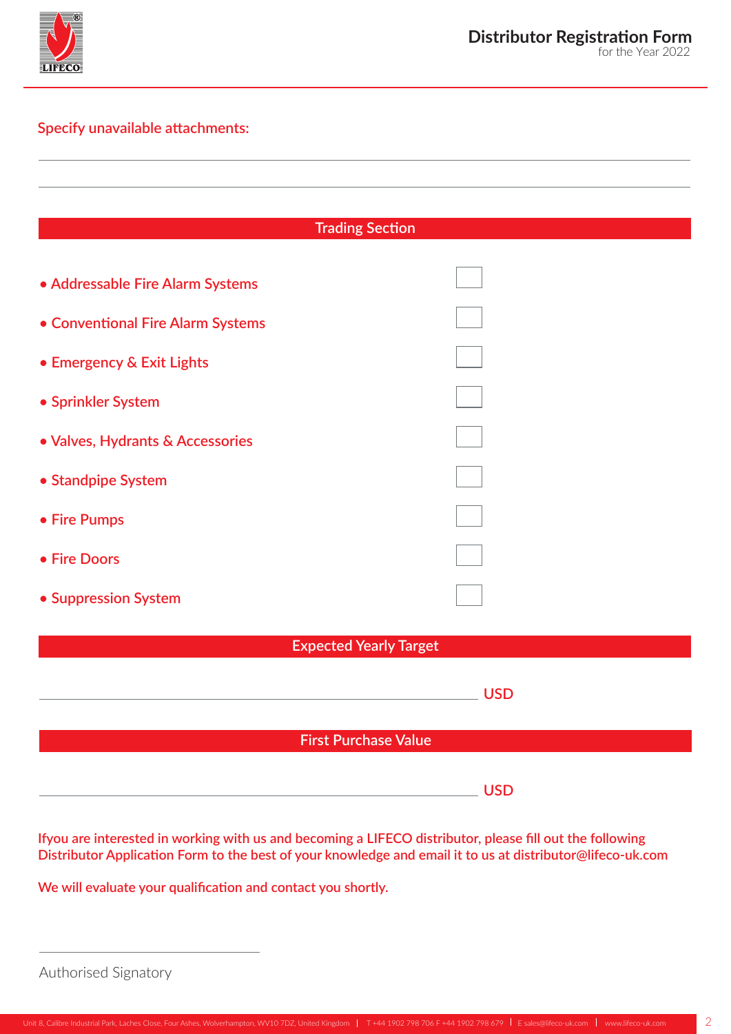Specify unavailable attachments:

\_\_\_\_\_\_\_\_\_\_\_\_\_\_\_\_\_\_\_\_\_\_\_\_\_\_\_\_\_\_\_\_\_\_\_\_\_\_\_\_

\_\_\_\_\_\_\_\_\_\_\_\_\_\_\_\_\_\_\_\_\_\_\_\_\_\_\_\_\_\_\_\_\_\_\_\_\_\_\_\_

## Trading Section

- Addressable Fire Alarm Systems ☐
- Conventional Fire Alarm Systems ☐
- Emergency & Exit Lights ☐
- Sprinkler System ☐
- Valves, Hydrants & Accessories ☐
- Standpipe System ☐
- Fire Pumps ☐
- Fire Doors ☐
- Suppression System ☐

## Expected Yearly Target

\_\_\_\_\_\_\_\_\_\_\_\_\_\_\_\_\_\_\_\_\_\_\_\_\_\_\_\_\_\_\_\_ USD

## First Purchase Value

\_\_\_\_\_\_\_\_\_\_\_\_\_\_\_\_\_\_\_\_\_\_\_\_\_\_\_\_\_\_\_\_ USD

Ifyou are interested in working with us and becoming a LIFECO distributor, please fill out the following Distributor Application Form to the best of your knowledge and email it to us at distributor@lifeco-uk.com

We will evaluate your qualification and contact you shortly.

\_\_\_\_\_\_\_\_\_\_\_\_\_\_\_\_\_\_\_\_\_\_\_\_

Authorised Signatory